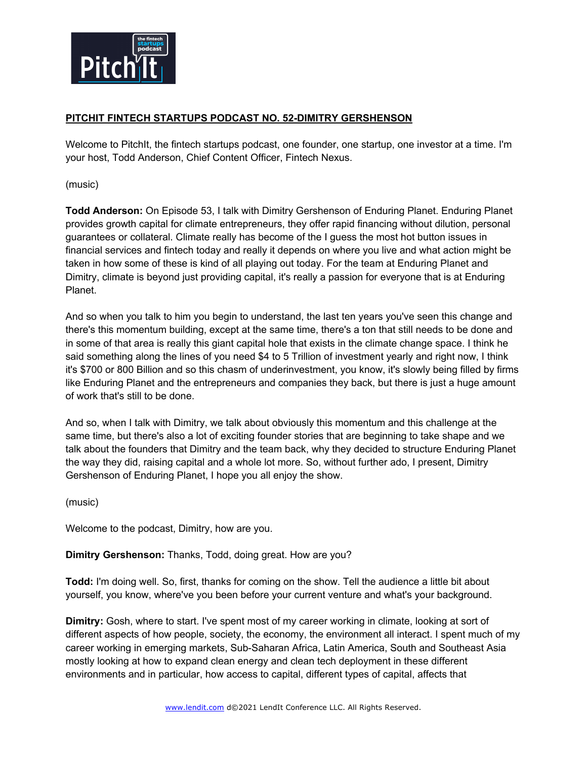## PITCHIT FINTECH STARTUPS PODCAST NO. 52-DIMITRY GERSHENSON

Welcome to PitchIt, the fintech startups podcast, one founder, one startup, one investor at a time. I'm your host, Todd Anderson, Chief Content Officer, Fintech Nexus.

(music)

**Todd Anderson:** On Episode 53, I talk with Dimitry Gershenson of Enduring Planet. Enduring Planet provides growth capital for climate entrepreneurs, they offer rapid financing without dilution, personal guarantees or collateral. Climate really has become of the I guess the most hot button issues in financial services and fintech today and really it depends on where you live and what action might be taken in how some of these is kind of all playing out today. For the team at Enduring Planet and Dimitry, climate is beyond just providing capital, it's really a passion for everyone that is at Enduring Planet.

And so when you talk to him you begin to understand, the last ten years you've seen this change and there's this momentum building, except at the same time, there's a ton that still needs to be done and in some of that area is really this giant capital hole that exists in the climate change space. I think he said something along the lines of you need $4 to 5 Trillion of investment yearly and right now, I think it's $700 or 800 Billion and so this chasm of underinvestment, you know, it's slowly being filled by firms like Enduring Planet and the entrepreneurs and companies they back, but there is just a huge amount of work that's still to be done.

And so, when I talk with Dimitry, we talk about obviously this momentum and this challenge at the same time, but there's also a lot of exciting founder stories that are beginning to take shape and we talk about the founders that Dimitry and the team back, why they decided to structure Enduring Planet the way they did, raising capital and a whole lot more. So, without further ado, I present, Dimitry Gershenson of Enduring Planet, I hope you all enjoy the show.

(music)

Welcome to the podcast, Dimitry, how are you.

**Dimitry Gershenson:** Thanks, Todd, doing great. How are you?

**Todd:** I'm doing well. So, first, thanks for coming on the show. Tell the audience a little bit about yourself, you know, where've you been before your current venture and what's your background.

**Dimitry:** Gosh, where to start. I've spent most of my career working in climate, looking at sort of different aspects of how people, society, the economy, the environment all interact. I spent much of my career working in emerging markets, Sub-Saharan Africa, Latin America, South and Southeast Asia mostly looking at how to expand clean energy and clean tech deployment in these different environments and in particular, how access to capital, different types of capital, affects that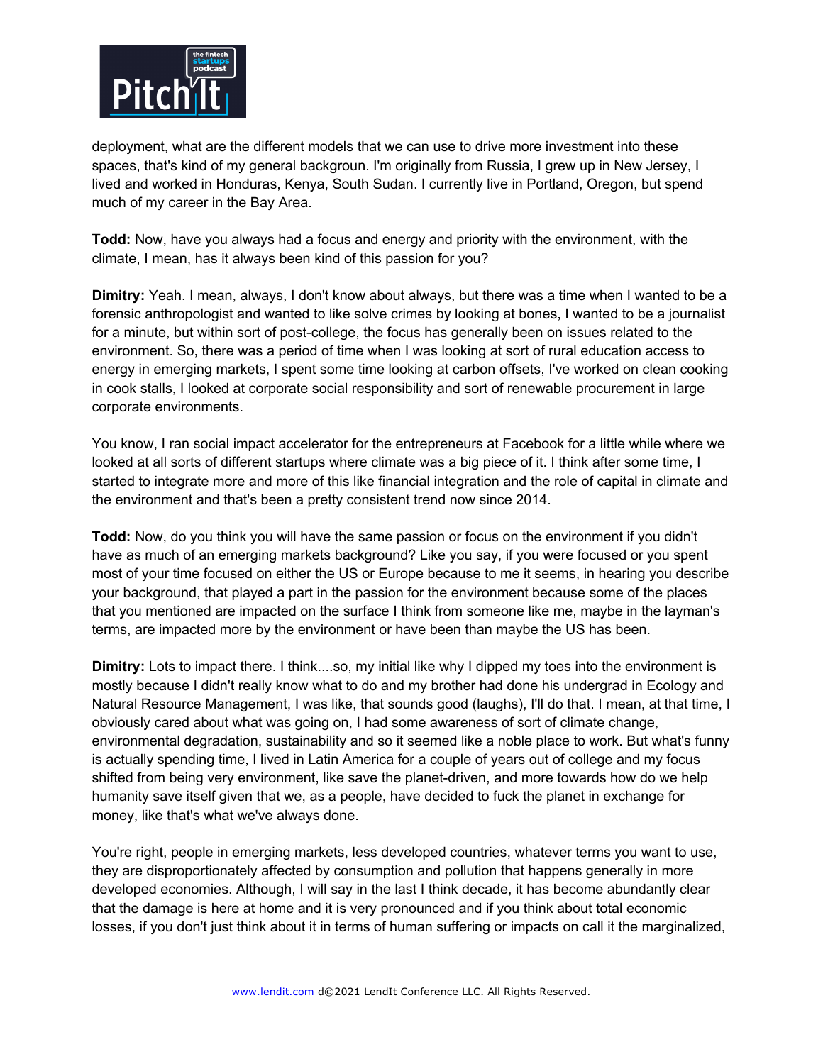deployment, what are the different models that we can use to drive more investment into these spaces, that's kind of my general backgroun. I'm originally from Russia, I grew up in New Jersey, I lived and worked in Honduras, Kenya, South Sudan. I currently live in Portland, Oregon, but spend much of my career in the Bay Area.

**Todd:** Now, have you always had a focus and energy and priority with the environment, with the climate, I mean, has it always been kind of this passion for you?

**Dimitry:** Yeah. I mean, always, I don't know about always, but there was a time when I wanted to be a forensic anthropologist and wanted to like solve crimes by looking at bones, I wanted to be a journalist for a minute, but within sort of post-college, the focus has generally been on issues related to the environment. So, there was a period of time when I was looking at sort of rural education access to energy in emerging markets, I spent some time looking at carbon offsets, I've worked on clean cooking in cook stalls, I looked at corporate social responsibility and sort of renewable procurement in large corporate environments.

You know, I ran social impact accelerator for the entrepreneurs at Facebook for a little while where we looked at all sorts of different startups where climate was a big piece of it. I think after some time, I started to integrate more and more of this like financial integration and the role of capital in climate and the environment and that's been a pretty consistent trend now since 2014.

**Todd:** Now, do you think you will have the same passion or focus on the environment if you didn't have as much of an emerging markets background? Like you say, if you were focused or you spent most of your time focused on either the US or Europe because to me it seems, in hearing you describe your background, that played a part in the passion for the environment because some of the places that you mentioned are impacted on the surface I think from someone like me, maybe in the layman's terms, are impacted more by the environment or have been than maybe the US has been.

**Dimitry:** Lots to impact there. I think....so, my initial like why I dipped my toes into the environment is mostly because I didn't really know what to do and my brother had done his undergrad in Ecology and Natural Resource Management, I was like, that sounds good (laughs), I'll do that. I mean, at that time, I obviously cared about what was going on, I had some awareness of sort of climate change, environmental degradation, sustainability and so it seemed like a noble place to work. But what's funny is actually spending time, I lived in Latin America for a couple of years out of college and my focus shifted from being very environment, like save the planet-driven, and more towards how do we help humanity save itself given that we, as a people, have decided to fuck the planet in exchange for money, like that's what we've always done.

You're right, people in emerging markets, less developed countries, whatever terms you want to use, they are disproportionately affected by consumption and pollution that happens generally in more developed economies. Although, I will say in the last I think decade, it has become abundantly clear that the damage is here at home and it is very pronounced and if you think about total economic losses, if you don't just think about it in terms of human suffering or impacts on call it the marginalized,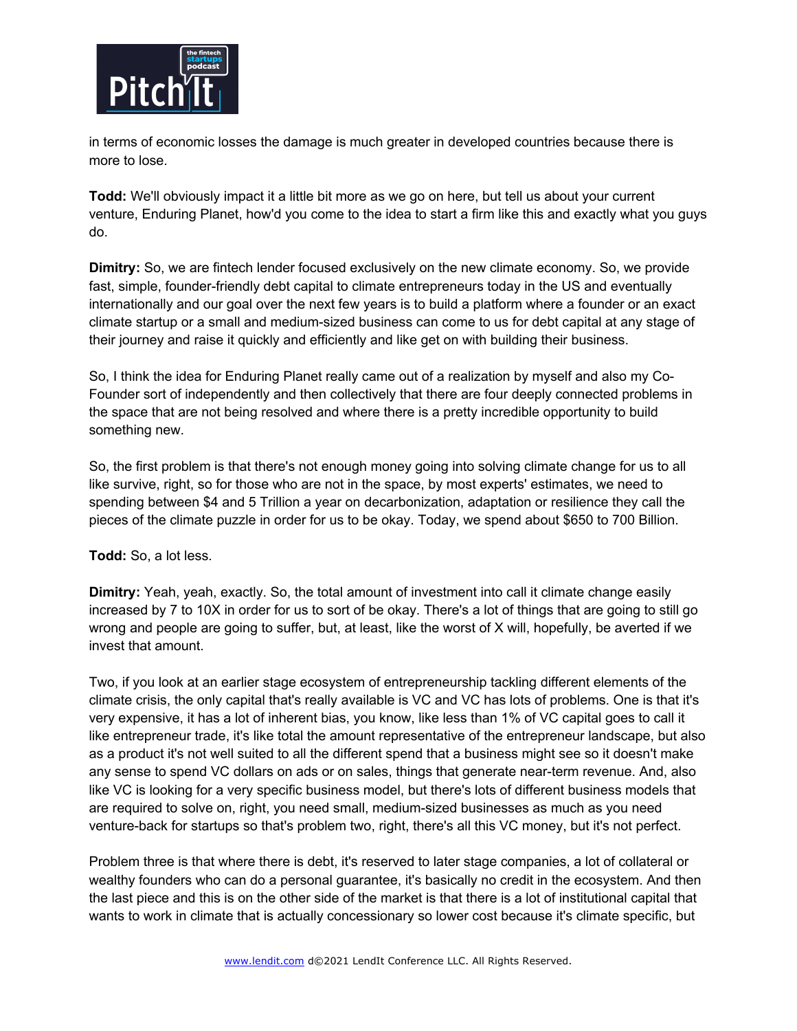in terms of economic losses the damage is much greater in developed countries because there is more to lose.

**Todd:** We'll obviously impact it a little bit more as we go on here, but tell us about your current venture, Enduring Planet, how'd you come to the idea to start a firm like this and exactly what you guys do.

**Dimitry:** So, we are fintech lender focused exclusively on the new climate economy. So, we provide fast, simple, founder-friendly debt capital to climate entrepreneurs today in the US and eventually internationally and our goal over the next few years is to build a platform where a founder or an exact climate startup or a small and medium-sized business can come to us for debt capital at any stage of their journey and raise it quickly and efficiently and like get on with building their business.

So, I think the idea for Enduring Planet really came out of a realization by myself and also my Co-Founder sort of independently and then collectively that there are four deeply connected problems in the space that are not being resolved and where there is a pretty incredible opportunity to build something new.

So, the first problem is that there's not enough money going into solving climate change for us to all like survive, right, so for those who are not in the space, by most experts' estimates, we need to spending between $4 and 5 Trillion a year on decarbonization, adaptation or resilience they call the pieces of the climate puzzle in order for us to be okay. Today, we spend about $650 to 700 Billion.

**Todd:** So, a lot less.

**Dimitry:** Yeah, yeah, exactly. So, the total amount of investment into call it climate change easily increased by 7 to 10X in order for us to sort of be okay. There's a lot of things that are going to still go wrong and people are going to suffer, but, at least, like the worst of X will, hopefully, be averted if we invest that amount.

Two, if you look at an earlier stage ecosystem of entrepreneurship tackling different elements of the climate crisis, the only capital that's really available is VC and VC has lots of problems. One is that it's very expensive, it has a lot of inherent bias, you know, like less than 1% of VC capital goes to call it like entrepreneur trade, it's like total the amount representative of the entrepreneur landscape, but also as a product it's not well suited to all the different spend that a business might see so it doesn't make any sense to spend VC dollars on ads or on sales, things that generate near-term revenue. And, also like VC is looking for a very specific business model, but there's lots of different business models that are required to solve on, right, you need small, medium-sized businesses as much as you need venture-back for startups so that's problem two, right, there's all this VC money, but it's not perfect.

Problem three is that where there is debt, it's reserved to later stage companies, a lot of collateral or wealthy founders who can do a personal guarantee, it's basically no credit in the ecosystem. And then the last piece and this is on the other side of the market is that there is a lot of institutional capital that wants to work in climate that is actually concessionary so lower cost because it's climate specific, but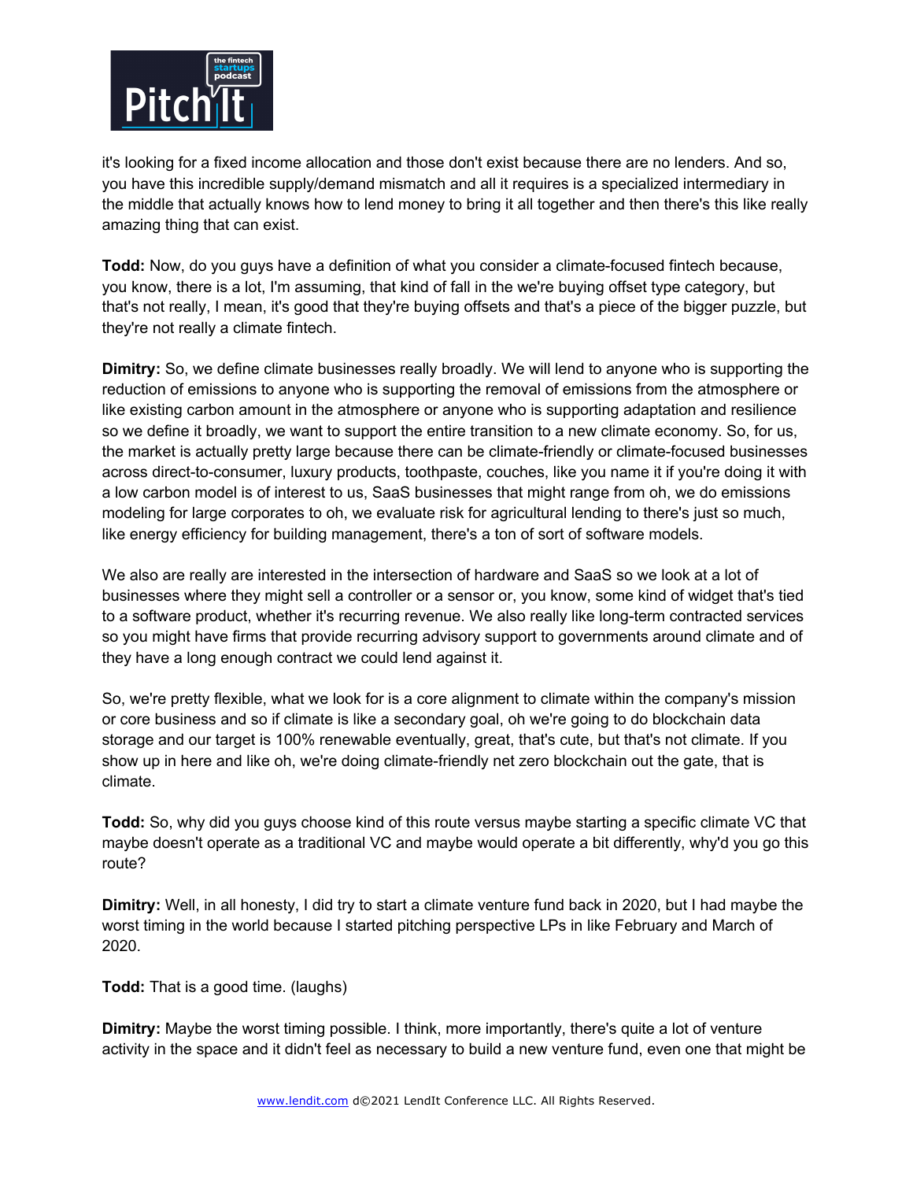it's looking for a fixed income allocation and those don't exist because there are no lenders. And so, you have this incredible supply/demand mismatch and all it requires is a specialized intermediary in the middle that actually knows how to lend money to bring it all together and then there's this like really amazing thing that can exist.

**Todd:** Now, do you guys have a definition of what you consider a climate-focused fintech because, you know, there is a lot, I'm assuming, that kind of fall in the we're buying offset type category, but that's not really, I mean, it's good that they're buying offsets and that's a piece of the bigger puzzle, but they're not really a climate fintech.

**Dimitry:** So, we define climate businesses really broadly. We will lend to anyone who is supporting the reduction of emissions to anyone who is supporting the removal of emissions from the atmosphere or like existing carbon amount in the atmosphere or anyone who is supporting adaptation and resilience so we define it broadly, we want to support the entire transition to a new climate economy. So, for us, the market is actually pretty large because there can be climate-friendly or climate-focused businesses across direct-to-consumer, luxury products, toothpaste, couches, like you name it if you're doing it with a low carbon model is of interest to us, SaaS businesses that might range from oh, we do emissions modeling for large corporates to oh, we evaluate risk for agricultural lending to there's just so much, like energy efficiency for building management, there's a ton of sort of software models.

We also are really are interested in the intersection of hardware and SaaS so we look at a lot of businesses where they might sell a controller or a sensor or, you know, some kind of widget that's tied to a software product, whether it's recurring revenue. We also really like long-term contracted services so you might have firms that provide recurring advisory support to governments around climate and of they have a long enough contract we could lend against it.

So, we're pretty flexible, what we look for is a core alignment to climate within the company's mission or core business and so if climate is like a secondary goal, oh we're going to do blockchain data storage and our target is 100% renewable eventually, great, that's cute, but that's not climate. If you show up in here and like oh, we're doing climate-friendly net zero blockchain out the gate, that is climate.

**Todd:** So, why did you guys choose kind of this route versus maybe starting a specific climate VC that maybe doesn't operate as a traditional VC and maybe would operate a bit differently, why'd you go this route?

**Dimitry:** Well, in all honesty, I did try to start a climate venture fund back in 2020, but I had maybe the worst timing in the world because I started pitching perspective LPs in like February and March of 2020.

**Todd:** That is a good time. (laughs)

**Dimitry:** Maybe the worst timing possible. I think, more importantly, there's quite a lot of venture activity in the space and it didn't feel as necessary to build a new venture fund, even one that might be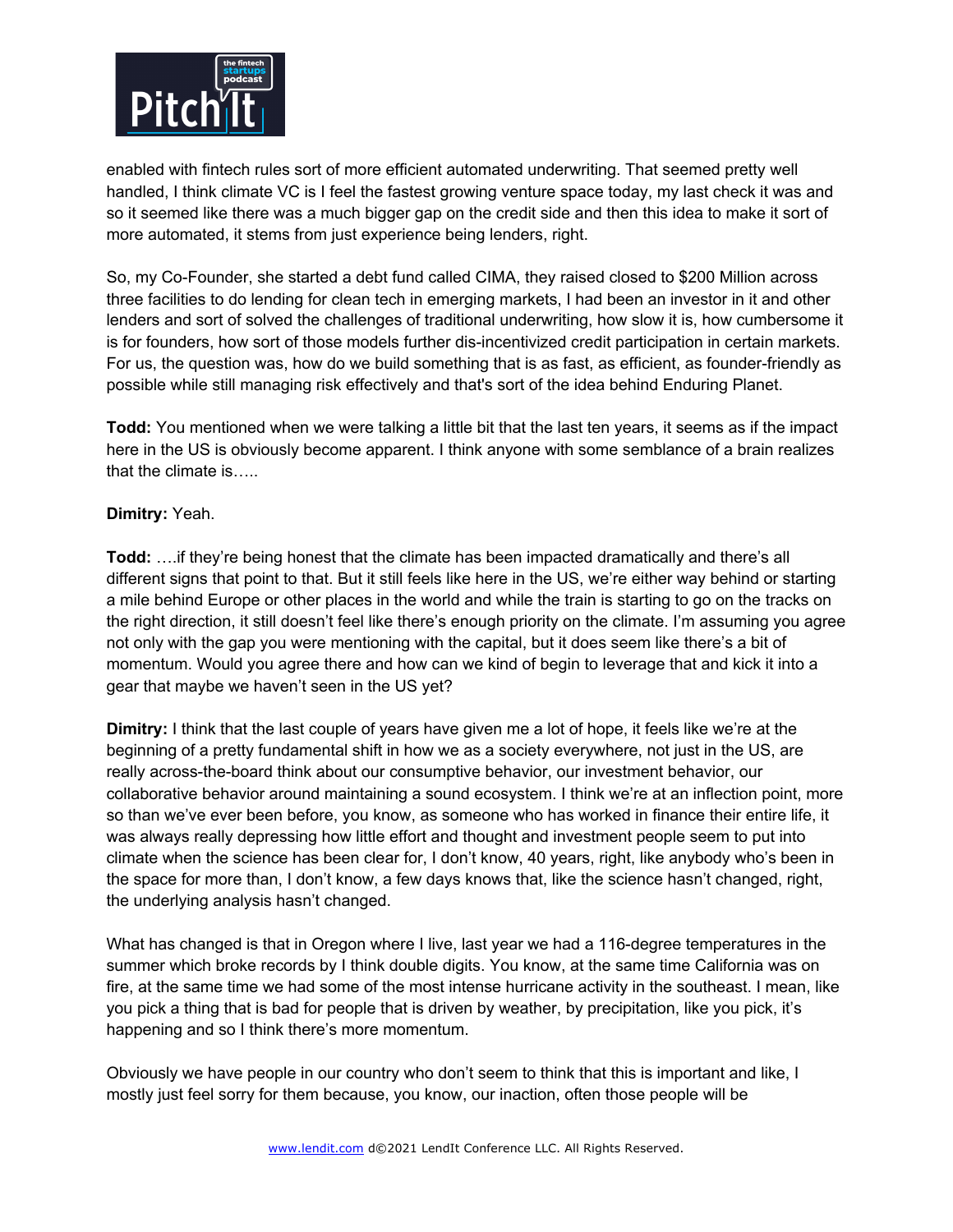enabled with fintech rules sort of more efficient automated underwriting. That seemed pretty well handled, I think climate VC is I feel the fastest growing venture space today, my last check it was and so it seemed like there was a much bigger gap on the credit side and then this idea to make it sort of more automated, it stems from just experience being lenders, right.

So, my Co-Founder, she started a debt fund called CIMA, they raised closed to $200 Million across three facilities to do lending for clean tech in emerging markets, I had been an investor in it and other lenders and sort of solved the challenges of traditional underwriting, how slow it is, how cumbersome it is for founders, how sort of those models further dis-incentivized credit participation in certain markets. For us, the question was, how do we build something that is as fast, as efficient, as founder-friendly as possible while still managing risk effectively and that's sort of the idea behind Enduring Planet.

**Todd:** You mentioned when we were talking a little bit that the last ten years, it seems as if the impact here in the US is obviously become apparent. I think anyone with some semblance of a brain realizes that the climate is…..

**Dimitry:** Yeah.

**Todd:** ….if they're being honest that the climate has been impacted dramatically and there's all different signs that point to that. But it still feels like here in the US, we're either way behind or starting a mile behind Europe or other places in the world and while the train is starting to go on the tracks on the right direction, it still doesn't feel like there's enough priority on the climate. I'm assuming you agree not only with the gap you were mentioning with the capital, but it does seem like there's a bit of momentum. Would you agree there and how can we kind of begin to leverage that and kick it into a gear that maybe we haven't seen in the US yet?

**Dimitry:** I think that the last couple of years have given me a lot of hope, it feels like we're at the beginning of a pretty fundamental shift in how we as a society everywhere, not just in the US, are really across-the-board think about our consumptive behavior, our investment behavior, our collaborative behavior around maintaining a sound ecosystem. I think we're at an inflection point, more so than we've ever been before, you know, as someone who has worked in finance their entire life, it was always really depressing how little effort and thought and investment people seem to put into climate when the science has been clear for, I don't know, 40 years, right, like anybody who's been in the space for more than, I don't know, a few days knows that, like the science hasn't changed, right, the underlying analysis hasn't changed.

What has changed is that in Oregon where I live, last year we had a 116-degree temperatures in the summer which broke records by I think double digits. You know, at the same time California was on fire, at the same time we had some of the most intense hurricane activity in the southeast. I mean, like you pick a thing that is bad for people that is driven by weather, by precipitation, like you pick, it's happening and so I think there's more momentum.

Obviously we have people in our country who don't seem to think that this is important and like, I mostly just feel sorry for them because, you know, our inaction, often those people will be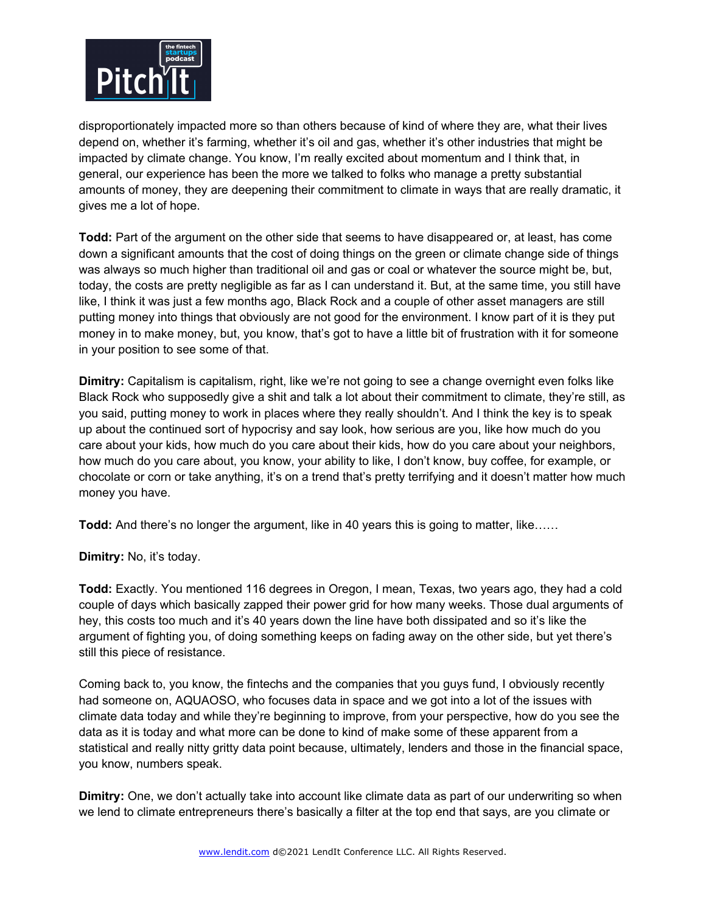disproportionately impacted more so than others because of kind of where they are, what their lives depend on, whether it's farming, whether it's oil and gas, whether it's other industries that might be impacted by climate change. You know, I'm really excited about momentum and I think that, in general, our experience has been the more we talked to folks who manage a pretty substantial amounts of money, they are deepening their commitment to climate in ways that are really dramatic, it gives me a lot of hope.

**Todd:** Part of the argument on the other side that seems to have disappeared or, at least, has come down a significant amounts that the cost of doing things on the green or climate change side of things was always so much higher than traditional oil and gas or coal or whatever the source might be, but, today, the costs are pretty negligible as far as I can understand it. But, at the same time, you still have like, I think it was just a few months ago, Black Rock and a couple of other asset managers are still putting money into things that obviously are not good for the environment. I know part of it is they put money in to make money, but, you know, that's got to have a little bit of frustration with it for someone in your position to see some of that.

**Dimitry:** Capitalism is capitalism, right, like we're not going to see a change overnight even folks like Black Rock who supposedly give a shit and talk a lot about their commitment to climate, they're still, as you said, putting money to work in places where they really shouldn't. And I think the key is to speak up about the continued sort of hypocrisy and say look, how serious are you, like how much do you care about your kids, how much do you care about their kids, how do you care about your neighbors, how much do you care about, you know, your ability to like, I don't know, buy coffee, for example, or chocolate or corn or take anything, it's on a trend that's pretty terrifying and it doesn't matter how much money you have.

**Todd:** And there's no longer the argument, like in 40 years this is going to matter, like……

**Dimitry:** No, it's today.

**Todd:** Exactly. You mentioned 116 degrees in Oregon, I mean, Texas, two years ago, they had a cold couple of days which basically zapped their power grid for how many weeks. Those dual arguments of hey, this costs too much and it's 40 years down the line have both dissipated and so it's like the argument of fighting you, of doing something keeps on fading away on the other side, but yet there's still this piece of resistance.

Coming back to, you know, the fintechs and the companies that you guys fund, I obviously recently had someone on, AQUAOSO, who focuses data in space and we got into a lot of the issues with climate data today and while they're beginning to improve, from your perspective, how do you see the data as it is today and what more can be done to kind of make some of these apparent from a statistical and really nitty gritty data point because, ultimately, lenders and those in the financial space, you know, numbers speak.

**Dimitry:** One, we don't actually take into account like climate data as part of our underwriting so when we lend to climate entrepreneurs there's basically a filter at the top end that says, are you climate or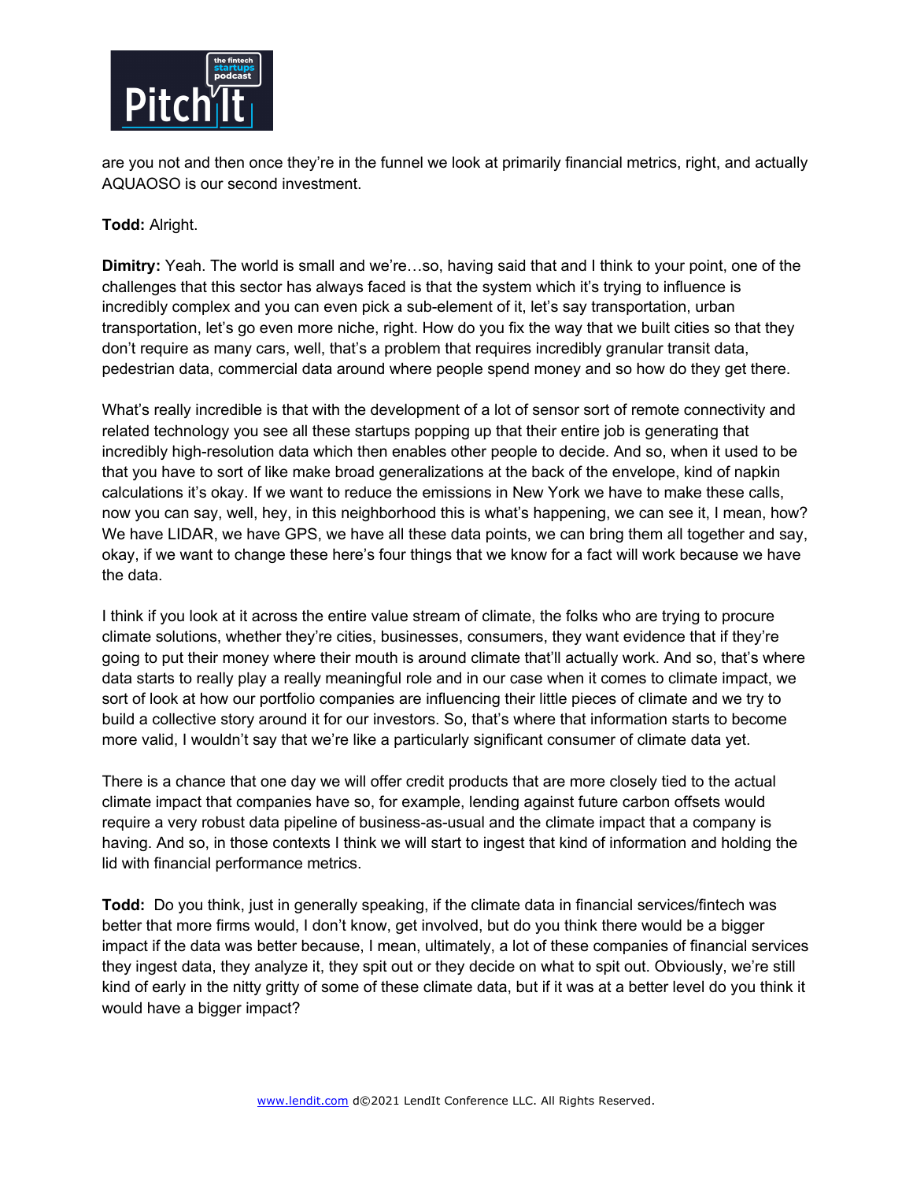are you not and then once they're in the funnel we look at primarily financial metrics, right, and actually AQUAOSO is our second investment.

**Todd:** Alright.

**Dimitry:** Yeah. The world is small and we're…so, having said that and I think to your point, one of the challenges that this sector has always faced is that the system which it's trying to influence is incredibly complex and you can even pick a sub-element of it, let's say transportation, urban transportation, let's go even more niche, right. How do you fix the way that we built cities so that they don't require as many cars, well, that's a problem that requires incredibly granular transit data, pedestrian data, commercial data around where people spend money and so how do they get there.

What's really incredible is that with the development of a lot of sensor sort of remote connectivity and related technology you see all these startups popping up that their entire job is generating that incredibly high-resolution data which then enables other people to decide. And so, when it used to be that you have to sort of like make broad generalizations at the back of the envelope, kind of napkin calculations it's okay. If we want to reduce the emissions in New York we have to make these calls, now you can say, well, hey, in this neighborhood this is what's happening, we can see it, I mean, how? We have LIDAR, we have GPS, we have all these data points, we can bring them all together and say, okay, if we want to change these here's four things that we know for a fact will work because we have the data.

I think if you look at it across the entire value stream of climate, the folks who are trying to procure climate solutions, whether they're cities, businesses, consumers, they want evidence that if they're going to put their money where their mouth is around climate that'll actually work. And so, that's where data starts to really play a really meaningful role and in our case when it comes to climate impact, we sort of look at how our portfolio companies are influencing their little pieces of climate and we try to build a collective story around it for our investors. So, that's where that information starts to become more valid, I wouldn't say that we're like a particularly significant consumer of climate data yet.

There is a chance that one day we will offer credit products that are more closely tied to the actual climate impact that companies have so, for example, lending against future carbon offsets would require a very robust data pipeline of business-as-usual and the climate impact that a company is having. And so, in those contexts I think we will start to ingest that kind of information and holding the lid with financial performance metrics.

**Todd:** Do you think, just in generally speaking, if the climate data in financial services/fintech was better that more firms would, I don't know, get involved, but do you think there would be a bigger impact if the data was better because, I mean, ultimately, a lot of these companies of financial services they ingest data, they analyze it, they spit out or they decide on what to spit out. Obviously, we're still kind of early in the nitty gritty of some of these climate data, but if it was at a better level do you think it would have a bigger impact?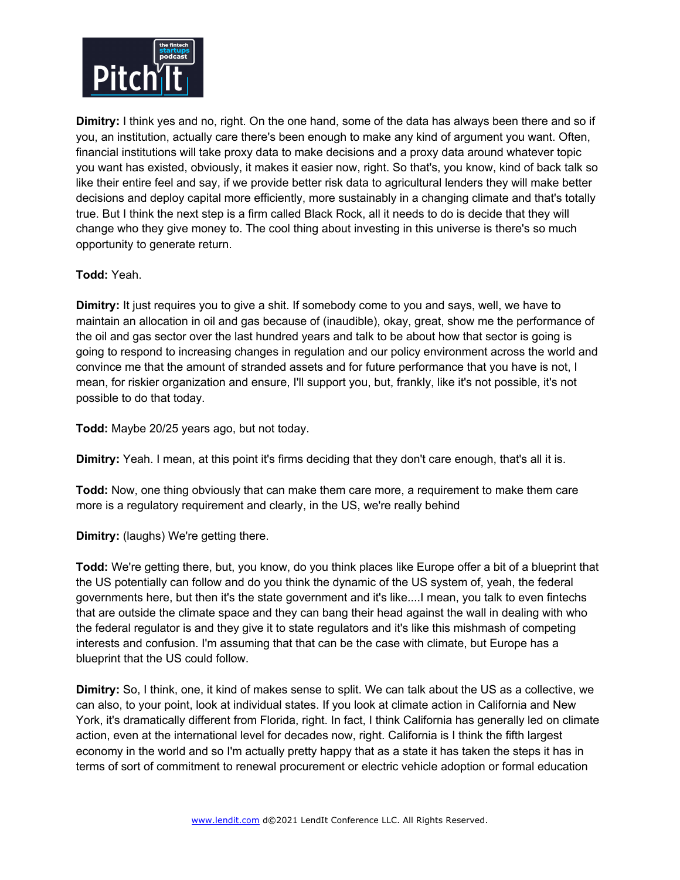**Dimitry:** I think yes and no, right. On the one hand, some of the data has always been there and so if you, an institution, actually care there's been enough to make any kind of argument you want. Often, financial institutions will take proxy data to make decisions and a proxy data around whatever topic you want has existed, obviously, it makes it easier now, right. So that's, you know, kind of back talk so like their entire feel and say, if we provide better risk data to agricultural lenders they will make better decisions and deploy capital more efficiently, more sustainably in a changing climate and that's totally true. But I think the next step is a firm called Black Rock, all it needs to do is decide that they will change who they give money to. The cool thing about investing in this universe is there's so much opportunity to generate return.

**Todd:** Yeah.

**Dimitry:** It just requires you to give a shit. If somebody come to you and says, well, we have to maintain an allocation in oil and gas because of (inaudible), okay, great, show me the performance of the oil and gas sector over the last hundred years and talk to be about how that sector is going is going to respond to increasing changes in regulation and our policy environment across the world and convince me that the amount of stranded assets and for future performance that you have is not, I mean, for riskier organization and ensure, I'll support you, but, frankly, like it's not possible, it's not possible to do that today.

**Todd:** Maybe 20/25 years ago, but not today.

**Dimitry:** Yeah. I mean, at this point it's firms deciding that they don't care enough, that's all it is.

**Todd:** Now, one thing obviously that can make them care more, a requirement to make them care more is a regulatory requirement and clearly, in the US, we're really behind

**Dimitry:** (laughs) We're getting there.

**Todd:** We're getting there, but, you know, do you think places like Europe offer a bit of a blueprint that the US potentially can follow and do you think the dynamic of the US system of, yeah, the federal governments here, but then it's the state government and it's like....I mean, you talk to even fintechs that are outside the climate space and they can bang their head against the wall in dealing with who the federal regulator is and they give it to state regulators and it's like this mishmash of competing interests and confusion. I'm assuming that that can be the case with climate, but Europe has a blueprint that the US could follow.

**Dimitry:** So, I think, one, it kind of makes sense to split. We can talk about the US as a collective, we can also, to your point, look at individual states. If you look at climate action in California and New York, it's dramatically different from Florida, right. In fact, I think California has generally led on climate action, even at the international level for decades now, right. California is I think the fifth largest economy in the world and so I'm actually pretty happy that as a state it has taken the steps it has in terms of sort of commitment to renewal procurement or electric vehicle adoption or formal education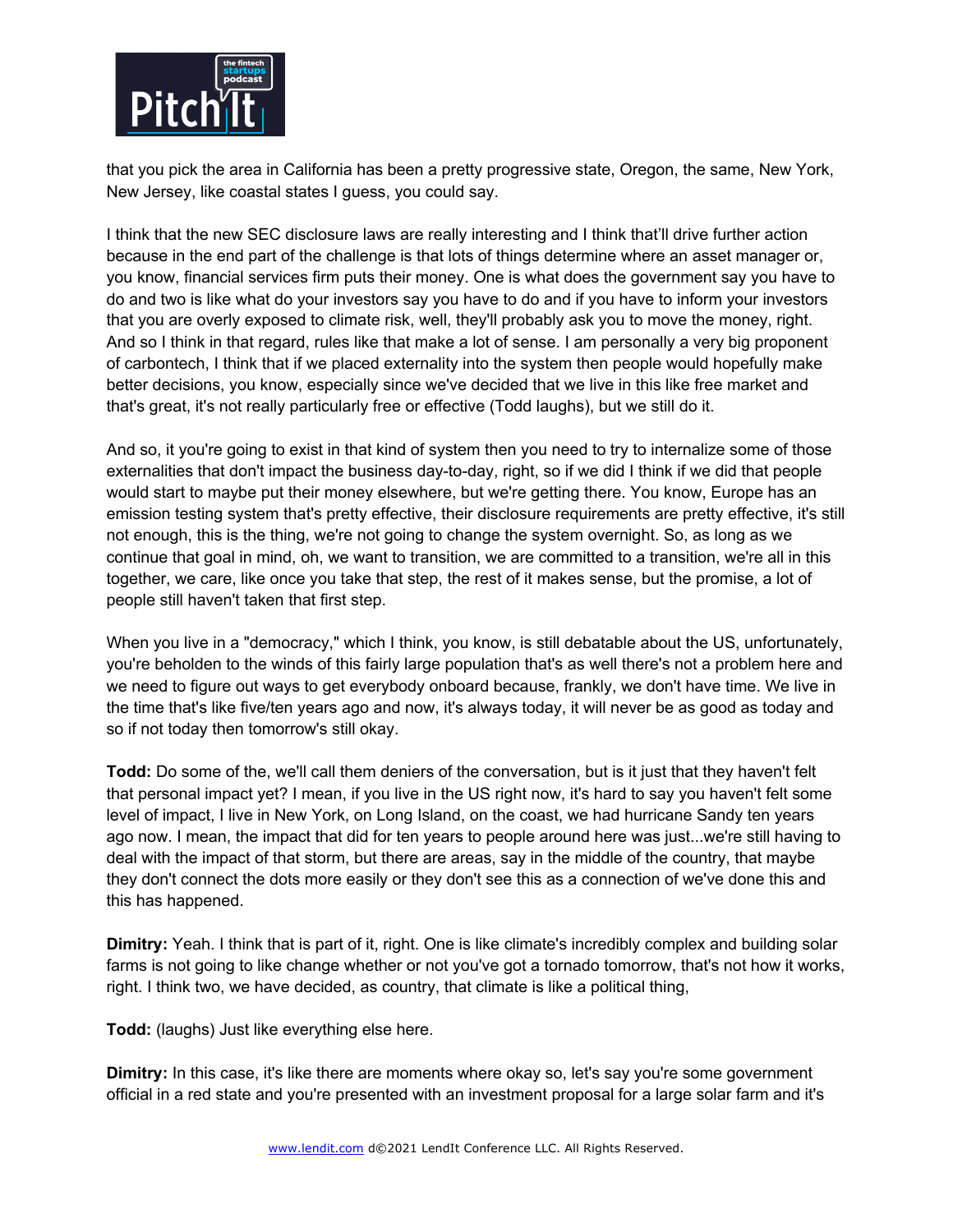that you pick the area in California has been a pretty progressive state, Oregon, the same, New York, New Jersey, like coastal states I guess, you could say.

I think that the new SEC disclosure laws are really interesting and I think that'll drive further action because in the end part of the challenge is that lots of things determine where an asset manager or, you know, financial services firm puts their money. One is what does the government say you have to do and two is like what do your investors say you have to do and if you have to inform your investors that you are overly exposed to climate risk, well, they'll probably ask you to move the money, right. And so I think in that regard, rules like that make a lot of sense. I am personally a very big proponent of carbontech, I think that if we placed externality into the system then people would hopefully make better decisions, you know, especially since we've decided that we live in this like free market and that's great, it's not really particularly free or effective (Todd laughs), but we still do it.

And so, it you're going to exist in that kind of system then you need to try to internalize some of those externalities that don't impact the business day-to-day, right, so if we did I think if we did that people would start to maybe put their money elsewhere, but we're getting there. You know, Europe has an emission testing system that's pretty effective, their disclosure requirements are pretty effective, it's still not enough, this is the thing, we're not going to change the system overnight. So, as long as we continue that goal in mind, oh, we want to transition, we are committed to a transition, we're all in this together, we care, like once you take that step, the rest of it makes sense, but the promise, a lot of people still haven't taken that first step.

When you live in a "democracy," which I think, you know, is still debatable about the US, unfortunately, you're beholden to the winds of this fairly large population that's as well there's not a problem here and we need to figure out ways to get everybody onboard because, frankly, we don't have time. We live in the time that's like five/ten years ago and now, it's always today, it will never be as good as today and so if not today then tomorrow's still okay.

**Todd:** Do some of the, we'll call them deniers of the conversation, but is it just that they haven't felt that personal impact yet? I mean, if you live in the US right now, it's hard to say you haven't felt some level of impact, I live in New York, on Long Island, on the coast, we had hurricane Sandy ten years ago now. I mean, the impact that did for ten years to people around here was just...we're still having to deal with the impact of that storm, but there are areas, say in the middle of the country, that maybe they don't connect the dots more easily or they don't see this as a connection of we've done this and this has happened.

**Dimitry:** Yeah. I think that is part of it, right. One is like climate's incredibly complex and building solar farms is not going to like change whether or not you've got a tornado tomorrow, that's not how it works, right. I think two, we have decided, as country, that climate is like a political thing,

**Todd:** (laughs) Just like everything else here.

**Dimitry:** In this case, it's like there are moments where okay so, let's say you're some government official in a red state and you're presented with an investment proposal for a large solar farm and it's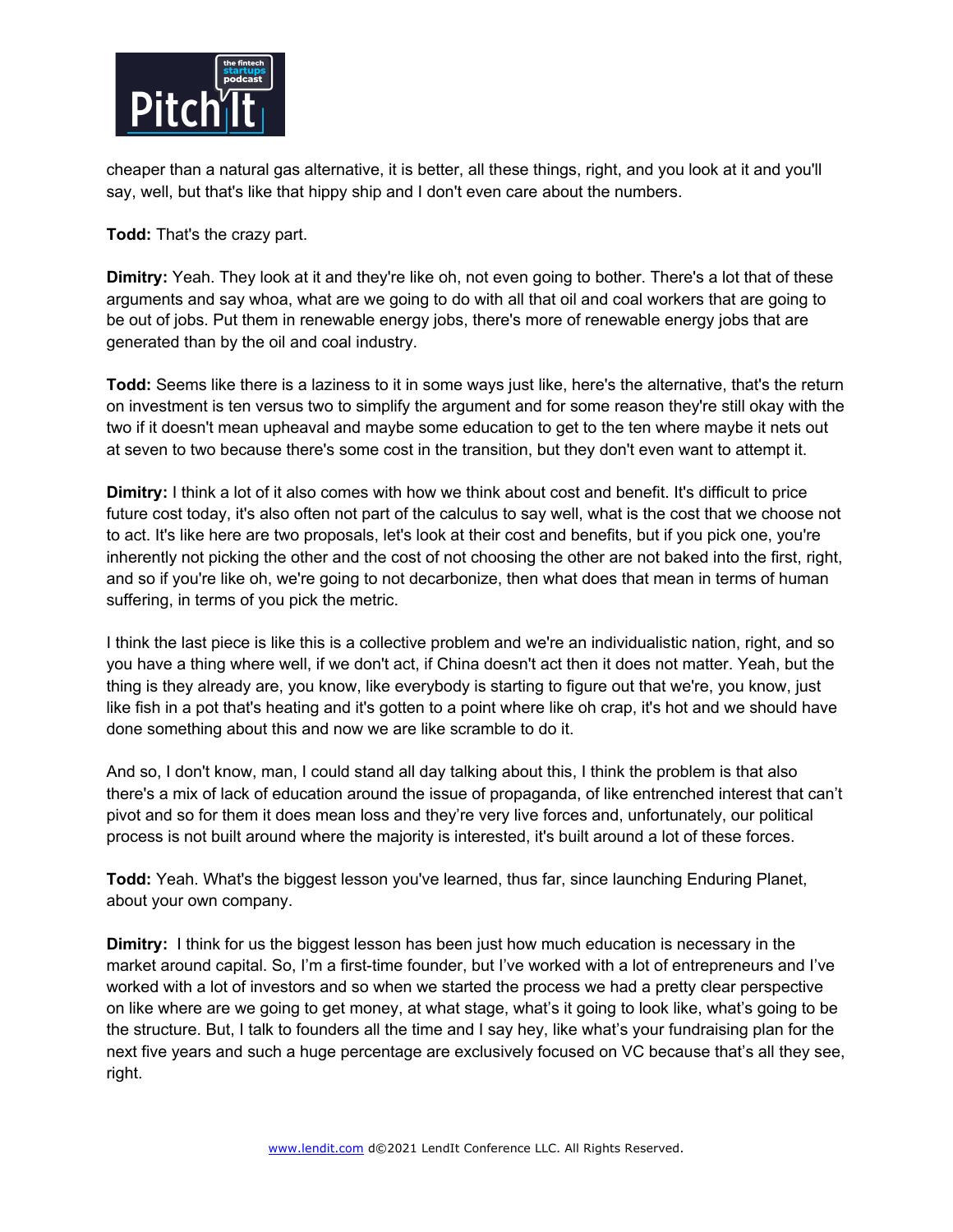cheaper than a natural gas alternative, it is better, all these things, right, and you look at it and you'll say, well, but that's like that hippy ship and I don't even care about the numbers.

**Todd:** That's the crazy part.

**Dimitry:** Yeah. They look at it and they're like oh, not even going to bother. There's a lot that of these arguments and say whoa, what are we going to do with all that oil and coal workers that are going to be out of jobs. Put them in renewable energy jobs, there's more of renewable energy jobs that are generated than by the oil and coal industry.

**Todd:** Seems like there is a laziness to it in some ways just like, here's the alternative, that's the return on investment is ten versus two to simplify the argument and for some reason they're still okay with the two if it doesn't mean upheaval and maybe some education to get to the ten where maybe it nets out at seven to two because there's some cost in the transition, but they don't even want to attempt it.

**Dimitry:** I think a lot of it also comes with how we think about cost and benefit. It's difficult to price future cost today, it's also often not part of the calculus to say well, what is the cost that we choose not to act. It's like here are two proposals, let's look at their cost and benefits, but if you pick one, you're inherently not picking the other and the cost of not choosing the other are not baked into the first, right, and so if you're like oh, we're going to not decarbonize, then what does that mean in terms of human suffering, in terms of you pick the metric.

I think the last piece is like this is a collective problem and we're an individualistic nation, right, and so you have a thing where well, if we don't act, if China doesn't act then it does not matter. Yeah, but the thing is they already are, you know, like everybody is starting to figure out that we're, you know, just like fish in a pot that's heating and it's gotten to a point where like oh crap, it's hot and we should have done something about this and now we are like scramble to do it.

And so, I don't know, man, I could stand all day talking about this, I think the problem is that also there's a mix of lack of education around the issue of propaganda, of like entrenched interest that can't pivot and so for them it does mean loss and they're very live forces and, unfortunately, our political process is not built around where the majority is interested, it's built around a lot of these forces.

**Todd:** Yeah. What's the biggest lesson you've learned, thus far, since launching Enduring Planet, about your own company.

**Dimitry:** I think for us the biggest lesson has been just how much education is necessary in the market around capital. So, I'm a first-time founder, but I've worked with a lot of entrepreneurs and I've worked with a lot of investors and so when we started the process we had a pretty clear perspective on like where are we going to get money, at what stage, what's it going to look like, what's going to be the structure. But, I talk to founders all the time and I say hey, like what's your fundraising plan for the next five years and such a huge percentage are exclusively focused on VC because that's all they see, right.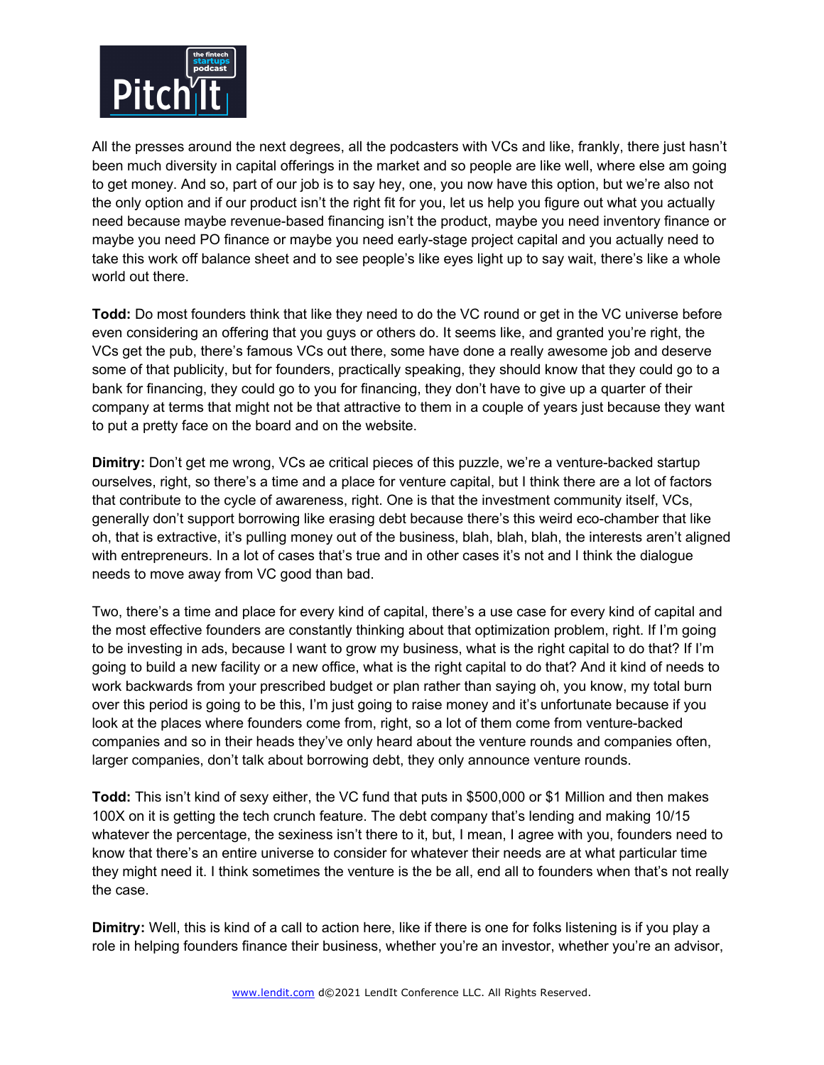All the presses around the next degrees, all the podcasters with VCs and like, frankly, there just hasn't been much diversity in capital offerings in the market and so people are like well, where else am going to get money. And so, part of our job is to say hey, one, you now have this option, but we're also not the only option and if our product isn't the right fit for you, let us help you figure out what you actually need because maybe revenue-based financing isn't the product, maybe you need inventory finance or maybe you need PO finance or maybe you need early-stage project capital and you actually need to take this work off balance sheet and to see people's like eyes light up to say wait, there's like a whole world out there.

**Todd:** Do most founders think that like they need to do the VC round or get in the VC universe before even considering an offering that you guys or others do. It seems like, and granted you're right, the VCs get the pub, there's famous VCs out there, some have done a really awesome job and deserve some of that publicity, but for founders, practically speaking, they should know that they could go to a bank for financing, they could go to you for financing, they don't have to give up a quarter of their company at terms that might not be that attractive to them in a couple of years just because they want to put a pretty face on the board and on the website.

**Dimitry:** Don't get me wrong, VCs ae critical pieces of this puzzle, we're a venture-backed startup ourselves, right, so there's a time and a place for venture capital, but I think there are a lot of factors that contribute to the cycle of awareness, right. One is that the investment community itself, VCs, generally don't support borrowing like erasing debt because there's this weird eco-chamber that like oh, that is extractive, it's pulling money out of the business, blah, blah, blah, the interests aren't aligned with entrepreneurs. In a lot of cases that's true and in other cases it's not and I think the dialogue needs to move away from VC good than bad.

Two, there's a time and place for every kind of capital, there's a use case for every kind of capital and the most effective founders are constantly thinking about that optimization problem, right. If I'm going to be investing in ads, because I want to grow my business, what is the right capital to do that? If I'm going to build a new facility or a new office, what is the right capital to do that? And it kind of needs to work backwards from your prescribed budget or plan rather than saying oh, you know, my total burn over this period is going to be this, I'm just going to raise money and it's unfortunate because if you look at the places where founders come from, right, so a lot of them come from venture-backed companies and so in their heads they've only heard about the venture rounds and companies often, larger companies, don't talk about borrowing debt, they only announce venture rounds.

**Todd:** This isn't kind of sexy either, the VC fund that puts in $500,000 or $1 Million and then makes 100X on it is getting the tech crunch feature. The debt company that's lending and making 10/15 whatever the percentage, the sexiness isn't there to it, but, I mean, I agree with you, founders need to know that there's an entire universe to consider for whatever their needs are at what particular time they might need it. I think sometimes the venture is the be all, end all to founders when that's not really the case.

**Dimitry:** Well, this is kind of a call to action here, like if there is one for folks listening is if you play a role in helping founders finance their business, whether you're an investor, whether you're an advisor,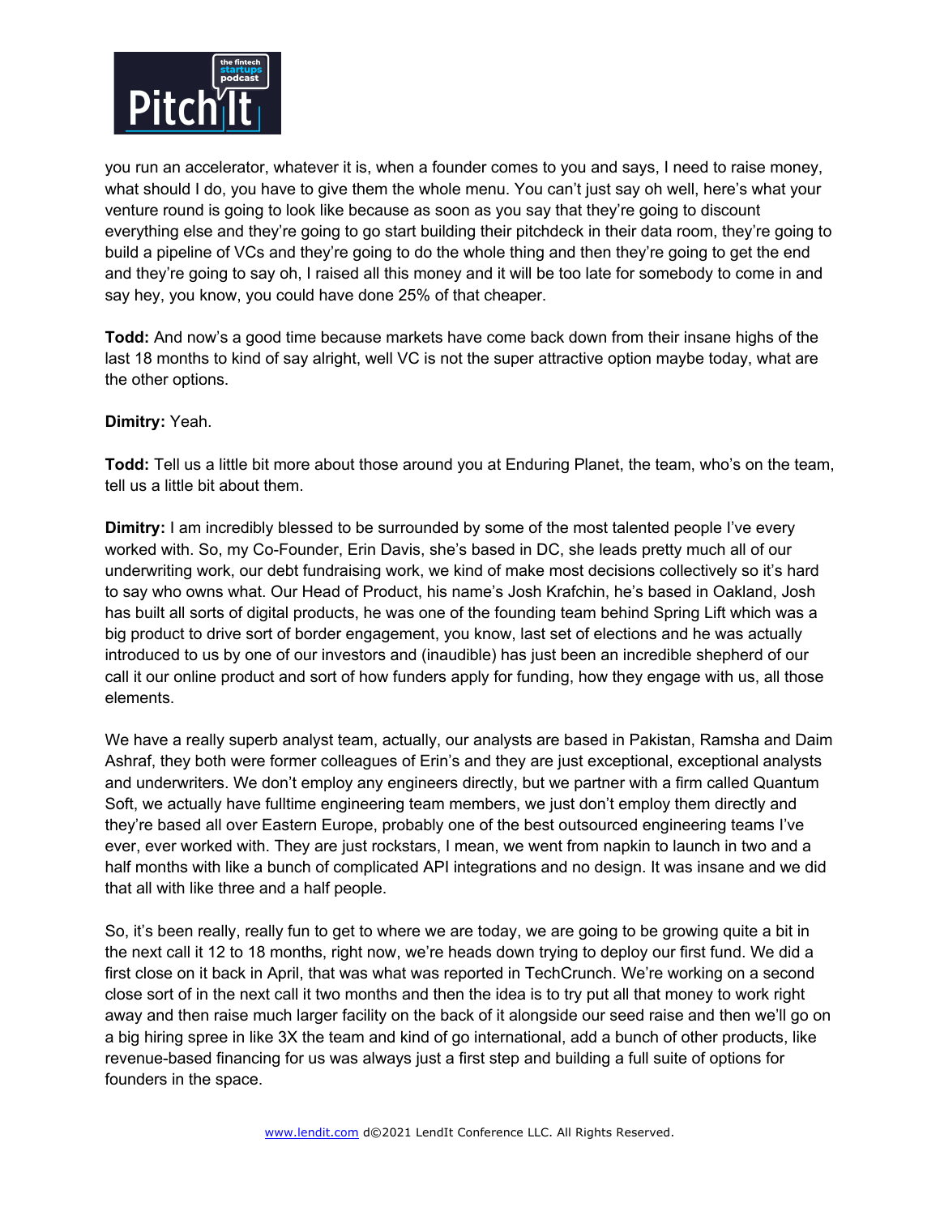you run an accelerator, whatever it is, when a founder comes to you and says, I need to raise money, what should I do, you have to give them the whole menu. You can't just say oh well, here's what your venture round is going to look like because as soon as you say that they're going to discount everything else and they're going to go start building their pitchdeck in their data room, they're going to build a pipeline of VCs and they're going to do the whole thing and then they're going to get the end and they're going to say oh, I raised all this money and it will be too late for somebody to come in and say hey, you know, you could have done 25% of that cheaper.

**Todd:** And now's a good time because markets have come back down from their insane highs of the last 18 months to kind of say alright, well VC is not the super attractive option maybe today, what are the other options.

**Dimitry:** Yeah.

**Todd:** Tell us a little bit more about those around you at Enduring Planet, the team, who's on the team, tell us a little bit about them.

**Dimitry:** I am incredibly blessed to be surrounded by some of the most talented people I've every worked with. So, my Co-Founder, Erin Davis, she's based in DC, she leads pretty much all of our underwriting work, our debt fundraising work, we kind of make most decisions collectively so it's hard to say who owns what. Our Head of Product, his name's Josh Krafchin, he's based in Oakland, Josh has built all sorts of digital products, he was one of the founding team behind Spring Lift which was a big product to drive sort of border engagement, you know, last set of elections and he was actually introduced to us by one of our investors and (inaudible) has just been an incredible shepherd of our call it our online product and sort of how funders apply for funding, how they engage with us, all those elements.

We have a really superb analyst team, actually, our analysts are based in Pakistan, Ramsha and Daim Ashraf, they both were former colleagues of Erin's and they are just exceptional, exceptional analysts and underwriters. We don't employ any engineers directly, but we partner with a firm called Quantum Soft, we actually have fulltime engineering team members, we just don't employ them directly and they're based all over Eastern Europe, probably one of the best outsourced engineering teams I've ever, ever worked with. They are just rockstars, I mean, we went from napkin to launch in two and a half months with like a bunch of complicated API integrations and no design. It was insane and we did that all with like three and a half people.

So, it's been really, really fun to get to where we are today, we are going to be growing quite a bit in the next call it 12 to 18 months, right now, we're heads down trying to deploy our first fund. We did a first close on it back in April, that was what was reported in TechCrunch. We're working on a second close sort of in the next call it two months and then the idea is to try put all that money to work right away and then raise much larger facility on the back of it alongside our seed raise and then we'll go on a big hiring spree in like 3X the team and kind of go international, add a bunch of other products, like revenue-based financing for us was always just a first step and building a full suite of options for founders in the space.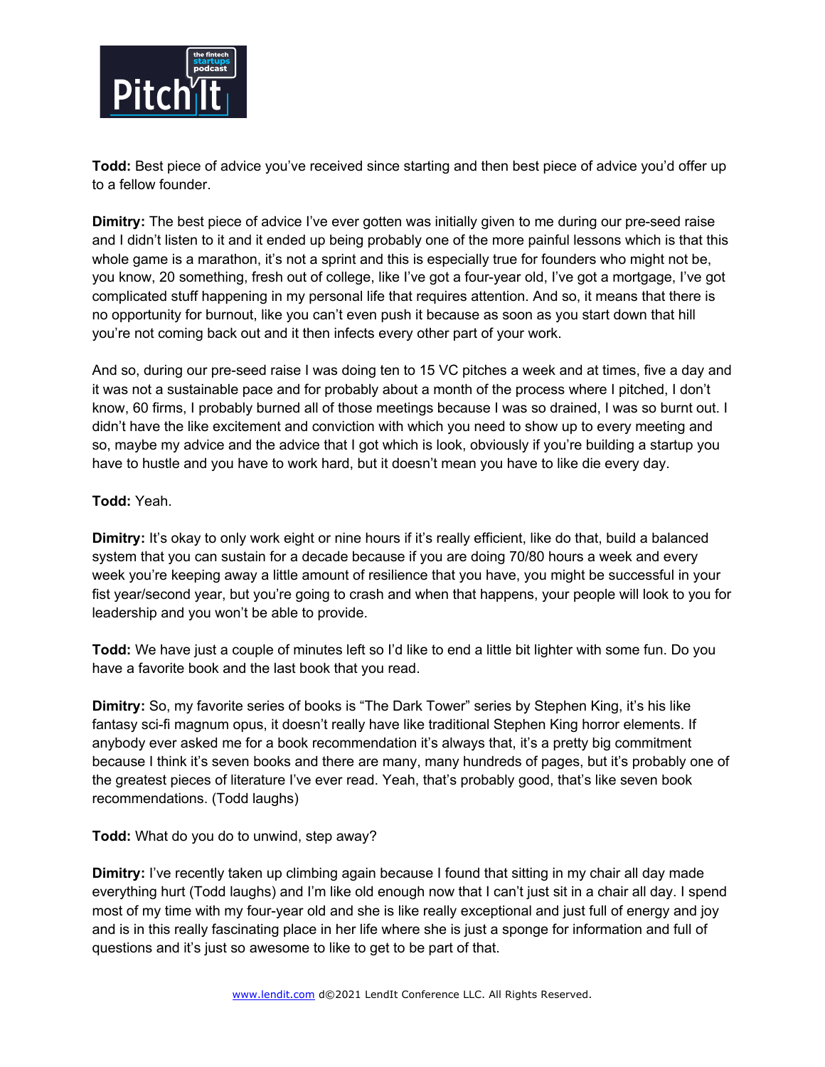**Todd:** Best piece of advice you've received since starting and then best piece of advice you'd offer up to a fellow founder.

**Dimitry:** The best piece of advice I've ever gotten was initially given to me during our pre-seed raise and I didn't listen to it and it ended up being probably one of the more painful lessons which is that this whole game is a marathon, it's not a sprint and this is especially true for founders who might not be, you know, 20 something, fresh out of college, like I've got a four-year old, I've got a mortgage, I've got complicated stuff happening in my personal life that requires attention. And so, it means that there is no opportunity for burnout, like you can't even push it because as soon as you start down that hill you're not coming back out and it then infects every other part of your work.

And so, during our pre-seed raise I was doing ten to 15 VC pitches a week and at times, five a day and it was not a sustainable pace and for probably about a month of the process where I pitched, I don't know, 60 firms, I probably burned all of those meetings because I was so drained, I was so burnt out. I didn't have the like excitement and conviction with which you need to show up to every meeting and so, maybe my advice and the advice that I got which is look, obviously if you're building a startup you have to hustle and you have to work hard, but it doesn't mean you have to like die every day.

**Todd:** Yeah.

**Dimitry:** It's okay to only work eight or nine hours if it's really efficient, like do that, build a balanced system that you can sustain for a decade because if you are doing 70/80 hours a week and every week you're keeping away a little amount of resilience that you have, you might be successful in your fist year/second year, but you're going to crash and when that happens, your people will look to you for leadership and you won't be able to provide.

**Todd:** We have just a couple of minutes left so I'd like to end a little bit lighter with some fun. Do you have a favorite book and the last book that you read.

**Dimitry:** So, my favorite series of books is "The Dark Tower" series by Stephen King, it's his like fantasy sci-fi magnum opus, it doesn't really have like traditional Stephen King horror elements. If anybody ever asked me for a book recommendation it's always that, it's a pretty big commitment because I think it's seven books and there are many, many hundreds of pages, but it's probably one of the greatest pieces of literature I've ever read. Yeah, that's probably good, that's like seven book recommendations. (Todd laughs)

**Todd:** What do you do to unwind, step away?

**Dimitry:** I've recently taken up climbing again because I found that sitting in my chair all day made everything hurt (Todd laughs) and I'm like old enough now that I can't just sit in a chair all day. I spend most of my time with my four-year old and she is like really exceptional and just full of energy and joy and is in this really fascinating place in her life where she is just a sponge for information and full of questions and it's just so awesome to like to get to be part of that.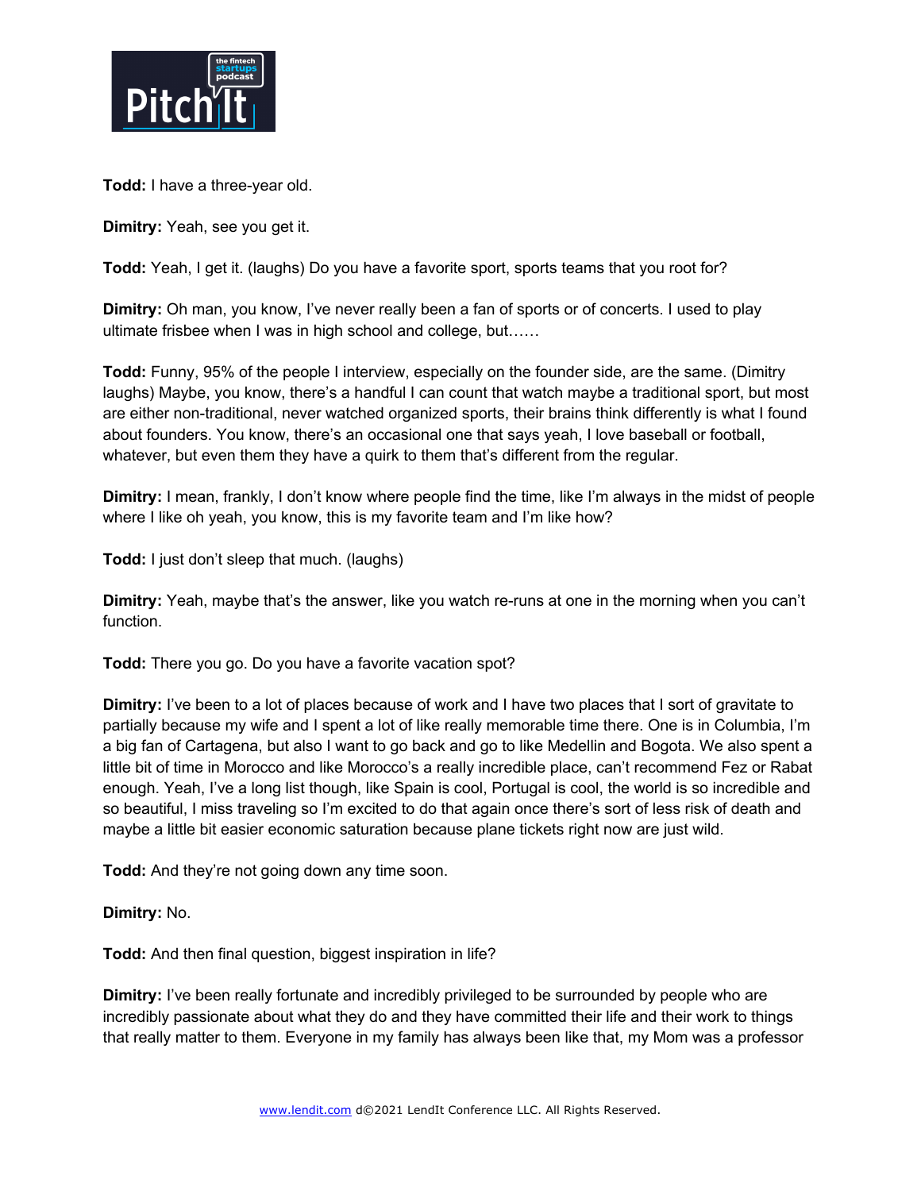**Todd:** I have a three-year old.

**Dimitry:** Yeah, see you get it.

**Todd:** Yeah, I get it. (laughs) Do you have a favorite sport, sports teams that you root for?

**Dimitry:** Oh man, you know, I've never really been a fan of sports or of concerts. I used to play ultimate frisbee when I was in high school and college, but……

**Todd:** Funny, 95% of the people I interview, especially on the founder side, are the same. (Dimitry laughs) Maybe, you know, there's a handful I can count that watch maybe a traditional sport, but most are either non-traditional, never watched organized sports, their brains think differently is what I found about founders. You know, there's an occasional one that says yeah, I love baseball or football, whatever, but even them they have a quirk to them that's different from the regular.

**Dimitry:** I mean, frankly, I don't know where people find the time, like I'm always in the midst of people where I like oh yeah, you know, this is my favorite team and I'm like how?

**Todd:** I just don't sleep that much. (laughs)

**Dimitry:** Yeah, maybe that's the answer, like you watch re-runs at one in the morning when you can't function.

**Todd:** There you go. Do you have a favorite vacation spot?

**Dimitry:** I've been to a lot of places because of work and I have two places that I sort of gravitate to partially because my wife and I spent a lot of like really memorable time there. One is in Columbia, I'm a big fan of Cartagena, but also I want to go back and go to like Medellin and Bogota. We also spent a little bit of time in Morocco and like Morocco's a really incredible place, can't recommend Fez or Rabat enough. Yeah, I've a long list though, like Spain is cool, Portugal is cool, the world is so incredible and so beautiful, I miss traveling so I'm excited to do that again once there's sort of less risk of death and maybe a little bit easier economic saturation because plane tickets right now are just wild.

**Todd:** And they're not going down any time soon.

**Dimitry:** No.

**Todd:** And then final question, biggest inspiration in life?

**Dimitry:** I've been really fortunate and incredibly privileged to be surrounded by people who are incredibly passionate about what they do and they have committed their life and their work to things that really matter to them. Everyone in my family has always been like that, my Mom was a professor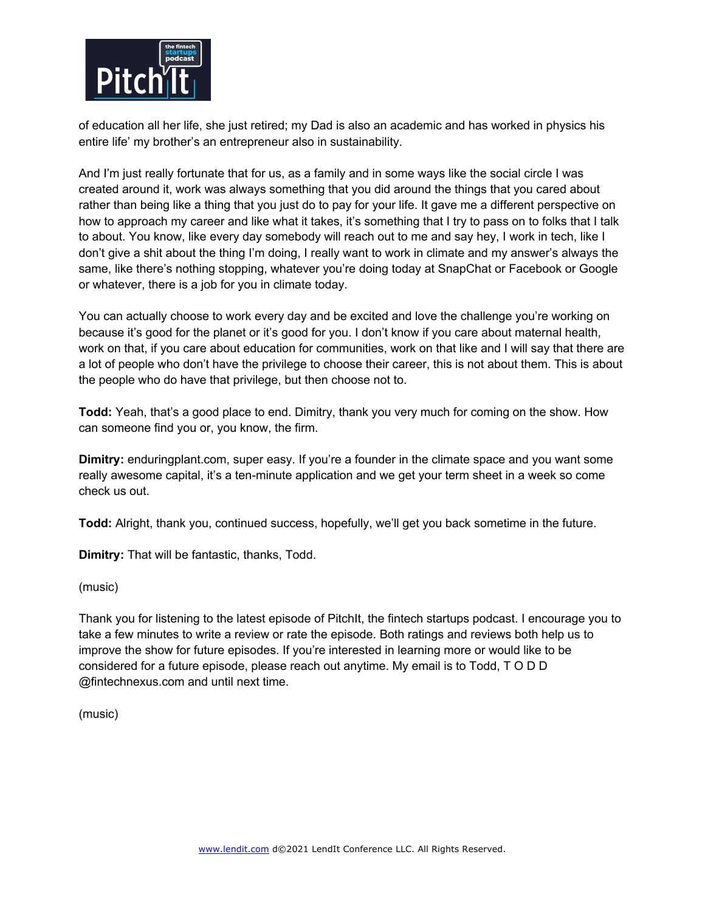of education all her life, she just retired; my Dad is also an academic and has worked in physics his entire life' my brother's an entrepreneur also in sustainability.

And I'm just really fortunate that for us, as a family and in some ways like the social circle I was created around it, work was always something that you did around the things that you cared about rather than being like a thing that you just do to pay for your life. It gave me a different perspective on how to approach my career and like what it takes, it's something that I try to pass on to folks that I talk to about. You know, like every day somebody will reach out to me and say hey, I work in tech, like I don't give a shit about the thing I'm doing, I really want to work in climate and my answer's always the same, like there's nothing stopping, whatever you're doing today at SnapChat or Facebook or Google or whatever, there is a job for you in climate today.

You can actually choose to work every day and be excited and love the challenge you're working on because it's good for the planet or it's good for you. I don't know if you care about maternal health, work on that, if you care about education for communities, work on that like and I will say that there are a lot of people who don't have the privilege to choose their career, this is not about them. This is about the people who do have that privilege, but then choose not to.

**Todd:** Yeah, that's a good place to end. Dimitry, thank you very much for coming on the show. How can someone find you or, you know, the firm.

**Dimitry:** enduringplant.com, super easy. If you're a founder in the climate space and you want some really awesome capital, it's a ten-minute application and we get your term sheet in a week so come check us out.

**Todd:** Alright, thank you, continued success, hopefully, we'll get you back sometime in the future.

**Dimitry:** That will be fantastic, thanks, Todd.

(music)

Thank you for listening to the latest episode of PitchIt, the fintech startups podcast. I encourage you to take a few minutes to write a review or rate the episode. Both ratings and reviews both help us to improve the show for future episodes. If you're interested in learning more or would like to be considered for a future episode, please reach out anytime. My email is to Todd, T O D D @fintechnexus.com and until next time.

(music)